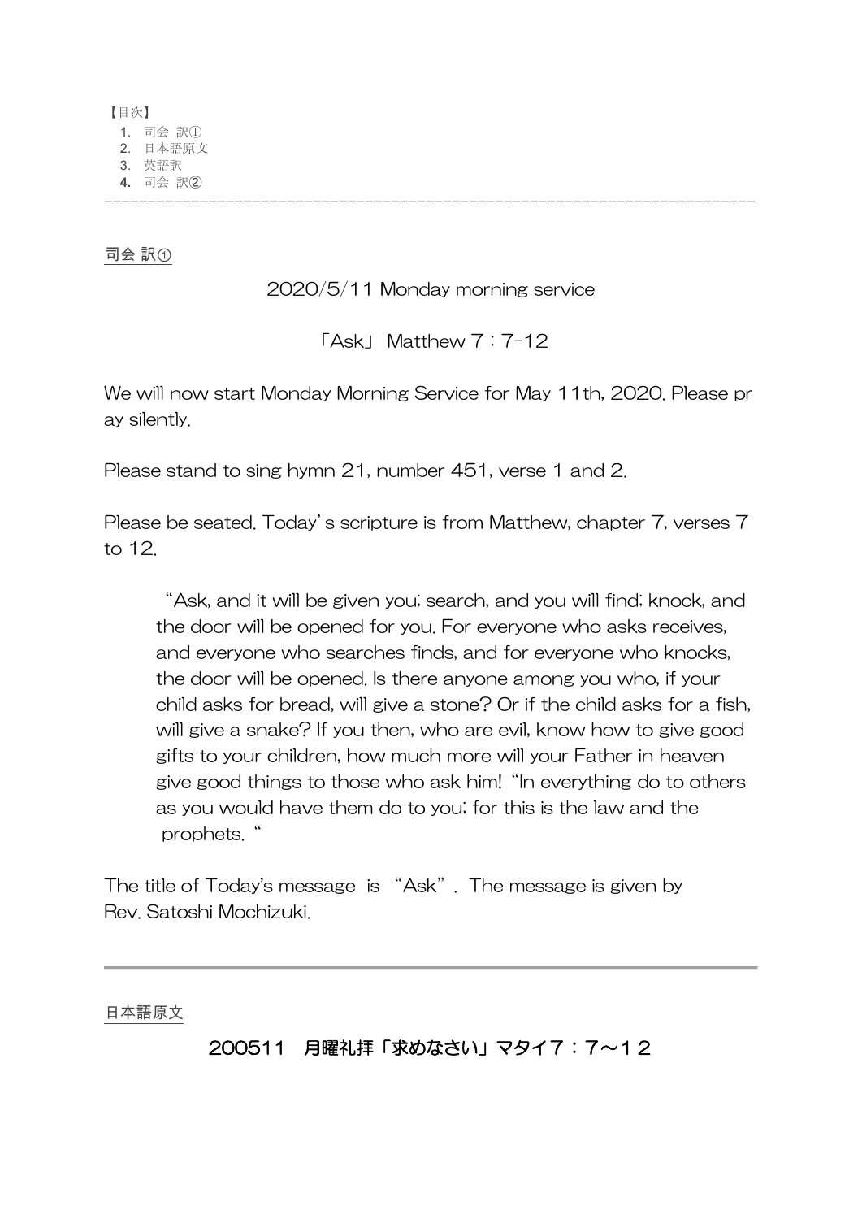【目次】

1. 司会 訳①
2. 日本語原文
3. 英語訳
4. 司会 訳②

---

司会 訳①

2020/5/11 Monday morning service

「Ask」 Matthew 7：7-12

We will now start Monday Morning Service for May 11th, 2020. Please pray silently.

Please stand to sing hymn 21, number 451, verse 1 and 2.

Please be seated. Today's scripture is from Matthew, chapter 7, verses 7 to 12.

> "Ask, and it will be given you; search, and you will find; knock, and the door will be opened for you. For everyone who asks receives, and everyone who searches finds, and for everyone who knocks, the door will be opened. Is there anyone among you who, if your child asks for bread, will give a stone? Or if the child asks for a fish, will give a snake? If you then, who are evil, know how to give good gifts to your children, how much more will your Father in heaven give good things to those who ask him! "In everything do to others as you would have them do to you; for this is the law and the prophets. "

The title of Today's message is "Ask". The message is given by Rev. Satoshi Mochizuki.

---

日本語原文

200511　月曜礼拝「求めなさい」マタイ7：7～１２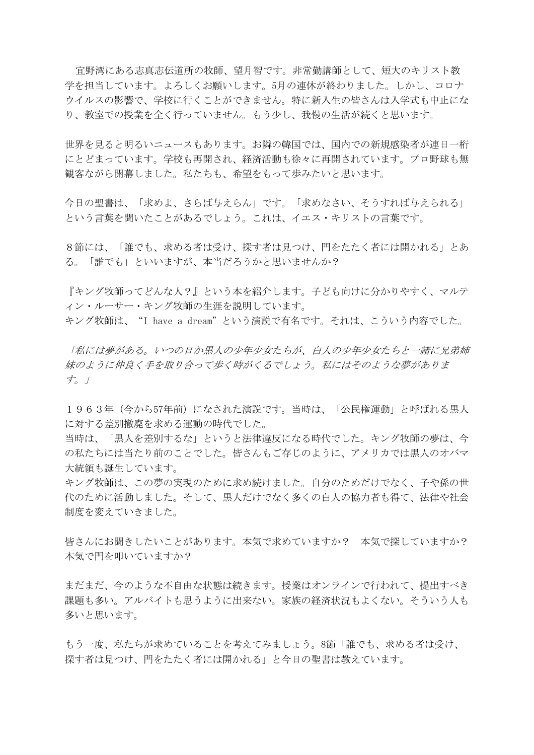宜野湾にある志真志伝道所の牧師、望月智です。非常勤講師として、短大のキリスト教学を担当しています。よろしくお願いします。5月の連休が終わりました。しかし、コロナウイルスの影響で、学校に行くことができません。特に新入生の皆さんは入学式も中止になり、教室での授業を全く行っていません。もう少し、我慢の生活が続くと思います。

世界を見ると明るいニュースもあります。お隣の韓国では、国内での新規感染者が連日一桁にとどまっています。学校も再開され、経済活動も徐々に再開されています。プロ野球も無観客ながら開幕しました。私たちも、希望をもって歩みたいと思います。

今日の聖書は、「求めよ、さらば与えらん」です。「求めなさい、そうすれば与えられる」という言葉を聞いたことがあるでしょう。これは、イエス・キリストの言葉です。

８節には、「誰でも、求める者は受け、探す者は見つけ、門をたたく者には開かれる」とある。「誰でも」といいますが、本当だろうかと思いませんか？

『キング牧師ってどんな人？』という本を紹介します。子ども向けに分かりやすく、マルティン・ルーサー・キング牧師の生涯を説明しています。
キング牧師は、“I have a dream”という演説で有名です。それは、こういう内容でした。

*「私には夢がある。いつの日か黒人の少年少女たちが、白人の少年少女たちと一緒に兄弟姉妹のように仲良く手を取り合って歩く時がくるでしょう。私にはそのような夢があります。」*

１９６３年（今から57年前）になされた演説です。当時は、「公民権運動」と呼ばれる黒人に対する差別撤廃を求める運動の時代でした。
当時は、「黒人を差別するな」というと法律違反になる時代でした。キング牧師の夢は、今の私たちには当たり前のことでした。皆さんもご存じのように、アメリカでは黒人のオバマ大統領も誕生しています。
キング牧師は、この夢の実現のために求め続けました。自分のためだけでなく、子や孫の世代のために活動しました。そして、黒人だけでなく多くの白人の協力者も得て、法律や社会制度を変えていきました。

皆さんにお聞きしたいことがあります。本気で求めていますか？　本気で探していますか？本気で門を叩いていますか？

まだまだ、今のような不自由な状態は続きます。授業はオンラインで行われて、提出すべき課題も多い。アルバイトも思うように出来ない。家族の経済状況もよくない。そういう人も多いと思います。

もう一度、私たちが求めていることを考えてみましょう。8節「誰でも、求める者は受け、探す者は見つけ、門をたたく者には開かれる」と今日の聖書は教えています。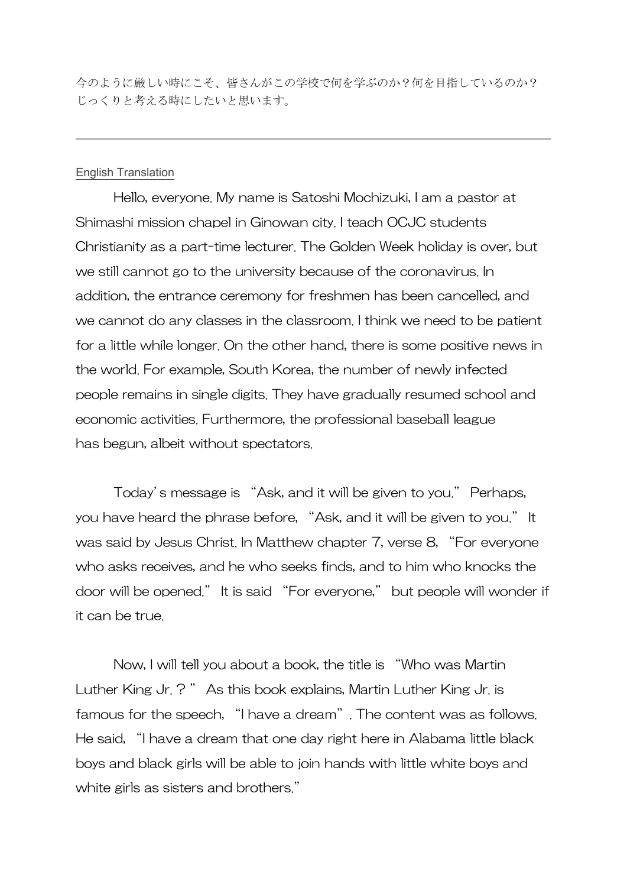今のように厳しい時にこそ、皆さんがこの学校で何を学ぶのか？何を目指しているのか？じっくりと考える時にしたいと思います。

---

English Translation

Hello, everyone. My name is Satoshi Mochizuki, I am a pastor at Shimashi mission chapel in Ginowan city. I teach OCJC students Christianity as a part-time lecturer. The Golden Week holiday is over, but we still cannot go to the university because of the coronavirus. In addition, the entrance ceremony for freshmen has been cancelled, and we cannot do any classes in the classroom. I think we need to be patient for a little while longer. On the other hand, there is some positive news in the world. For example, South Korea, the number of newly infected people remains in single digits. They have gradually resumed school and economic activities. Furthermore, the professional baseball league has begun, albeit without spectators.

Today's message is "Ask, and it will be given to you." Perhaps, you have heard the phrase before, "Ask, and it will be given to you." It was said by Jesus Christ. In Matthew chapter 7, verse 8, "For everyone who asks receives, and he who seeks finds, and to him who knocks the door will be opened." It is said "For everyone," but people will wonder if it can be true.

Now, I will tell you about a book, the title is "Who was Martin Luther King Jr.？" As this book explains, Martin Luther King Jr. is famous for the speech, "I have a dream". The content was as follows. He said, "I have a dream that one day right here in Alabama little black boys and black girls will be able to join hands with little white boys and white girls as sisters and brothers."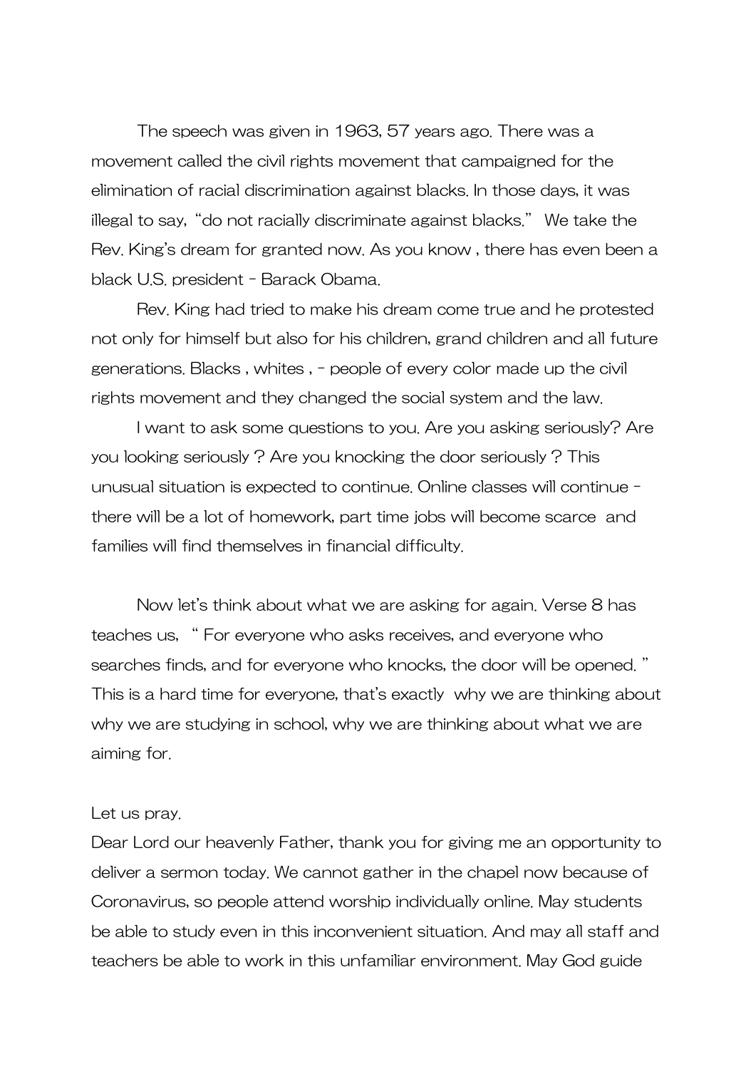The speech was given in 1963, 57 years ago. There was a movement called the civil rights movement that campaigned for the elimination of racial discrimination against blacks. In those days, it was illegal to say, "do not racially discriminate against blacks." We take the Rev. King's dream for granted now. As you know , there has even been a black U.S. president - Barack Obama.

Rev. King had tried to make his dream come true and he protested not only for himself but also for his children, grand children and all future generations. Blacks , whites , - people of every color made up the civil rights movement and they changed the social system and the law.

I want to ask some questions to you. Are you asking seriously? Are you looking seriously ? Are you knocking the door seriously ? This unusual situation is expected to continue. Online classes will continue - there will be a lot of homework, part time jobs will become scarce and families will find themselves in financial difficulty.

Now let's think about what we are asking for again. Verse 8 has teaches us, " For everyone who asks receives, and everyone who searches finds, and for everyone who knocks, the door will be opened. " This is a hard time for everyone, that's exactly why we are thinking about why we are studying in school, why we are thinking about what we are aiming for.

Let us pray.
Dear Lord our heavenly Father, thank you for giving me an opportunity to deliver a sermon today. We cannot gather in the chapel now because of Coronavirus, so people attend worship individually online. May students be able to study even in this inconvenient situation. And may all staff and teachers be able to work in this unfamiliar environment. May God guide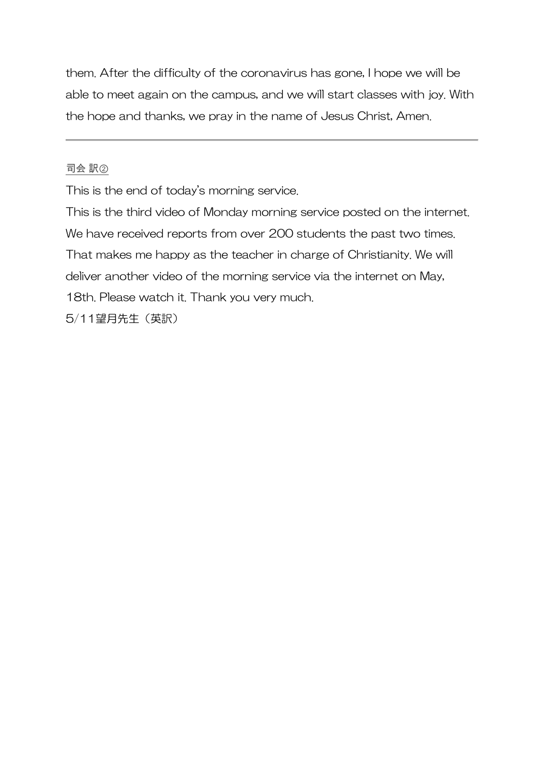them. After the difficulty of the coronavirus has gone, I hope we will be able to meet again on the campus, and we will start classes with joy. With the hope and thanks, we pray in the name of Jesus Christ, Amen.

---

司会 訳②

This is the end of today's morning service.
This is the third video of Monday morning service posted on the internet.
We have received reports from over 200 students the past two times.
That makes me happy as the teacher in charge of Christianity. We will deliver another video of the morning service via the internet on May, 18th. Please watch it. Thank you very much.
5/11望月先生（英訳）